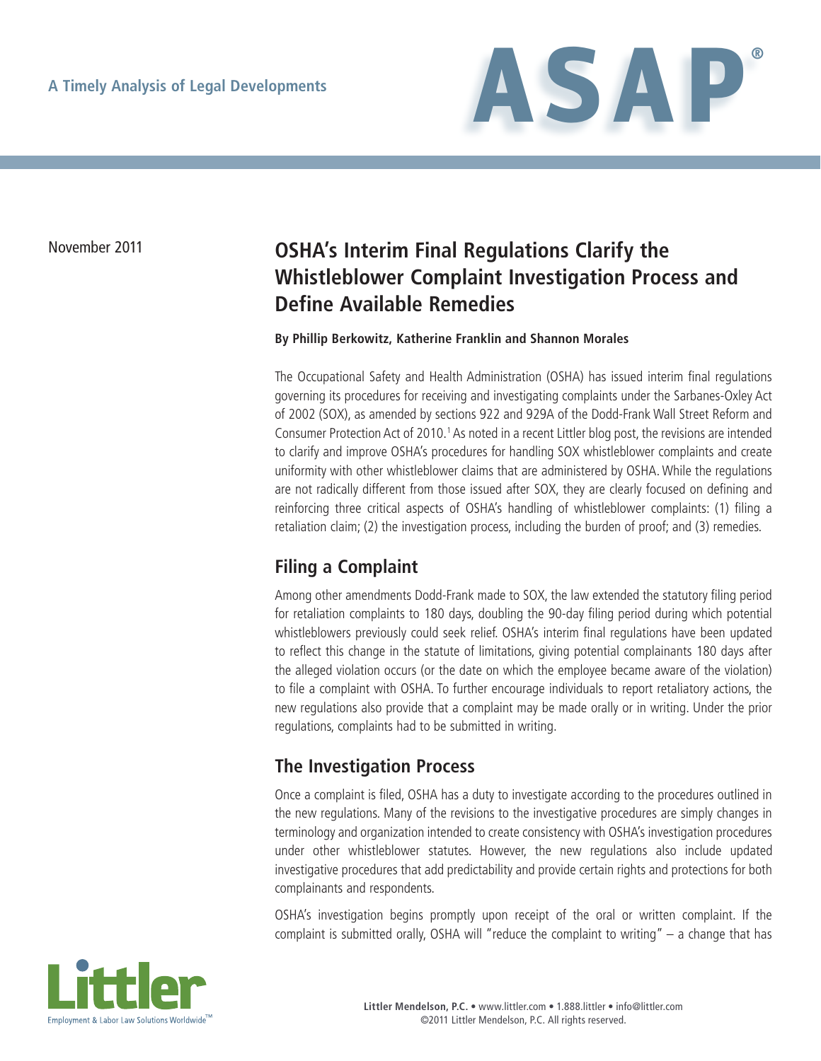A Timely Analysis of Legal Developments

# ASAP®

November 2011

## OSHA's Interim Final Regulations Clarify the Whistleblower Complaint Investigation Process and Define Available Remedies

**By Phillip Berkowitz, Katherine Franklin and Shannon Morales**

The Occupational Safety and Health Administration (OSHA) has issued interim final regulations governing its procedures for receiving and investigating complaints under the Sarbanes-Oxley Act of 2002 (SOX), as amended by sections 922 and 929A of the Dodd-Frank Wall Street Reform and Consumer Protection Act of 2010.[1] As noted in a recent Littler blog post, the revisions are intended to clarify and improve OSHA's procedures for handling SOX whistleblower complaints and create uniformity with other whistleblower claims that are administered by OSHA. While the regulations are not radically different from those issued after SOX, they are clearly focused on defining and reinforcing three critical aspects of OSHA's handling of whistleblower complaints: (1) filing a retaliation claim; (2) the investigation process, including the burden of proof; and (3) remedies.

### Filing a Complaint

Among other amendments Dodd-Frank made to SOX, the law extended the statutory filing period for retaliation complaints to 180 days, doubling the 90-day filing period during which potential whistleblowers previously could seek relief. OSHA's interim final regulations have been updated to reflect this change in the statute of limitations, giving potential complainants 180 days after the alleged violation occurs (or the date on which the employee became aware of the violation) to file a complaint with OSHA. To further encourage individuals to report retaliatory actions, the new regulations also provide that a complaint may be made orally or in writing. Under the prior regulations, complaints had to be submitted in writing.

### The Investigation Process

Once a complaint is filed, OSHA has a duty to investigate according to the procedures outlined in the new regulations. Many of the revisions to the investigative procedures are simply changes in terminology and organization intended to create consistency with OSHA's investigation procedures under other whistleblower statutes. However, the new regulations also include updated investigative procedures that add predictability and provide certain rights and protections for both complainants and respondents.

OSHA's investigation begins promptly upon receipt of the oral or written complaint. If the complaint is submitted orally, OSHA will "reduce the complaint to writing" – a change that has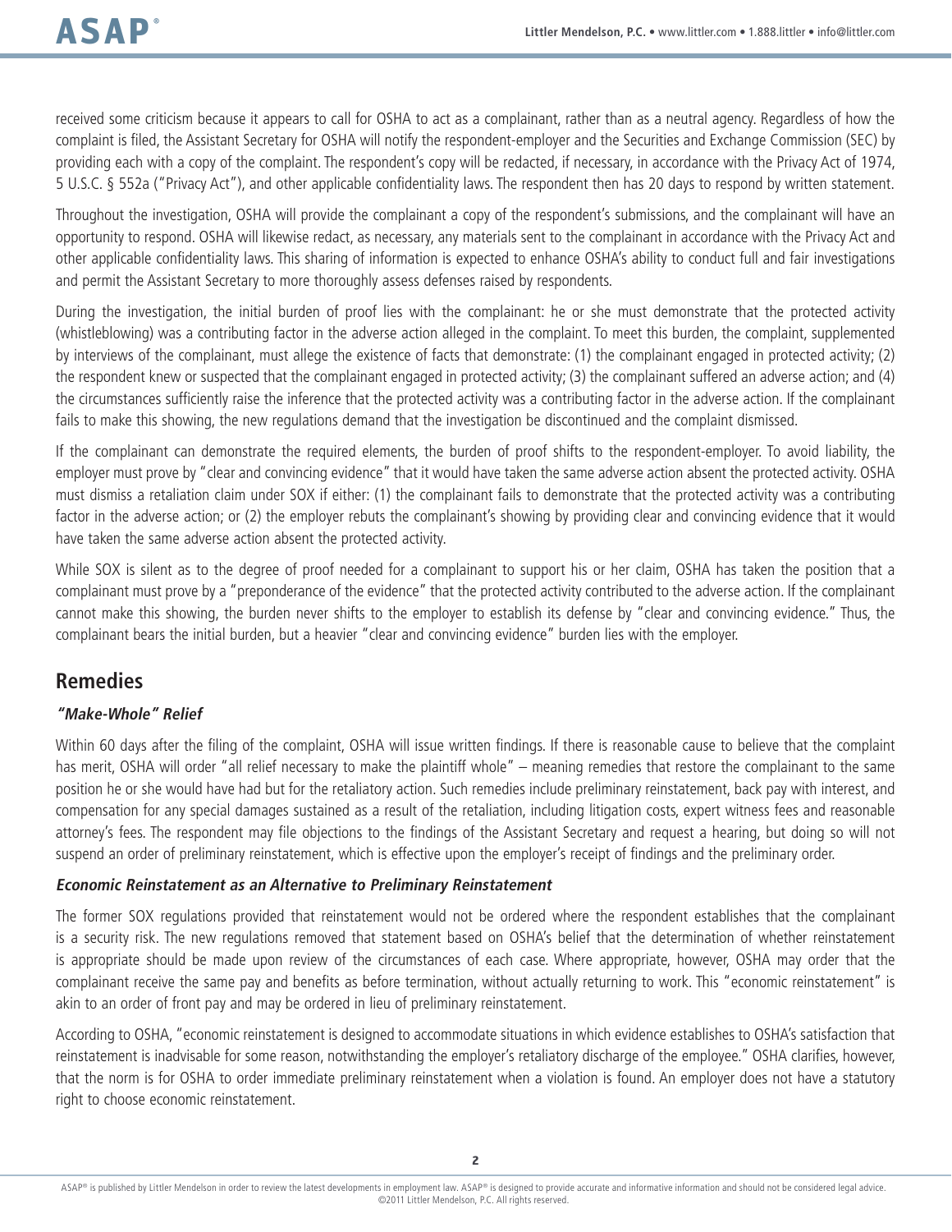received some criticism because it appears to call for OSHA to act as a complainant, rather than as a neutral agency. Regardless of how the complaint is filed, the Assistant Secretary for OSHA will notify the respondent-employer and the Securities and Exchange Commission (SEC) by providing each with a copy of the complaint. The respondent's copy will be redacted, if necessary, in accordance with the Privacy Act of 1974, 5 U.S.C. § 552a ("Privacy Act"), and other applicable confidentiality laws. The respondent then has 20 days to respond by written statement.

Throughout the investigation, OSHA will provide the complainant a copy of the respondent's submissions, and the complainant will have an opportunity to respond. OSHA will likewise redact, as necessary, any materials sent to the complainant in accordance with the Privacy Act and other applicable confidentiality laws. This sharing of information is expected to enhance OSHA's ability to conduct full and fair investigations and permit the Assistant Secretary to more thoroughly assess defenses raised by respondents.

During the investigation, the initial burden of proof lies with the complainant: he or she must demonstrate that the protected activity (whistleblowing) was a contributing factor in the adverse action alleged in the complaint. To meet this burden, the complaint, supplemented by interviews of the complainant, must allege the existence of facts that demonstrate: (1) the complainant engaged in protected activity; (2) the respondent knew or suspected that the complainant engaged in protected activity; (3) the complainant suffered an adverse action; and (4) the circumstances sufficiently raise the inference that the protected activity was a contributing factor in the adverse action. If the complainant fails to make this showing, the new regulations demand that the investigation be discontinued and the complaint dismissed.

If the complainant can demonstrate the required elements, the burden of proof shifts to the respondent-employer. To avoid liability, the employer must prove by "clear and convincing evidence" that it would have taken the same adverse action absent the protected activity. OSHA must dismiss a retaliation claim under SOX if either: (1) the complainant fails to demonstrate that the protected activity was a contributing factor in the adverse action; or (2) the employer rebuts the complainant's showing by providing clear and convincing evidence that it would have taken the same adverse action absent the protected activity.

While SOX is silent as to the degree of proof needed for a complainant to support his or her claim, OSHA has taken the position that a complainant must prove by a "preponderance of the evidence" that the protected activity contributed to the adverse action. If the complainant cannot make this showing, the burden never shifts to the employer to establish its defense by "clear and convincing evidence." Thus, the complainant bears the initial burden, but a heavier "clear and convincing evidence" burden lies with the employer.

## Remedies

### *"Make-Whole" Relief*

Within 60 days after the filing of the complaint, OSHA will issue written findings. If there is reasonable cause to believe that the complaint has merit, OSHA will order "all relief necessary to make the plaintiff whole" – meaning remedies that restore the complainant to the same position he or she would have had but for the retaliatory action. Such remedies include preliminary reinstatement, back pay with interest, and compensation for any special damages sustained as a result of the retaliation, including litigation costs, expert witness fees and reasonable attorney's fees. The respondent may file objections to the findings of the Assistant Secretary and request a hearing, but doing so will not suspend an order of preliminary reinstatement, which is effective upon the employer's receipt of findings and the preliminary order.

### *Economic Reinstatement as an Alternative to Preliminary Reinstatement*

The former SOX regulations provided that reinstatement would not be ordered where the respondent establishes that the complainant is a security risk. The new regulations removed that statement based on OSHA's belief that the determination of whether reinstatement is appropriate should be made upon review of the circumstances of each case. Where appropriate, however, OSHA may order that the complainant receive the same pay and benefits as before termination, without actually returning to work. This "economic reinstatement" is akin to an order of front pay and may be ordered in lieu of preliminary reinstatement.

According to OSHA, "economic reinstatement is designed to accommodate situations in which evidence establishes to OSHA's satisfaction that reinstatement is inadvisable for some reason, notwithstanding the employer's retaliatory discharge of the employee." OSHA clarifies, however, that the norm is for OSHA to order immediate preliminary reinstatement when a violation is found. An employer does not have a statutory right to choose economic reinstatement.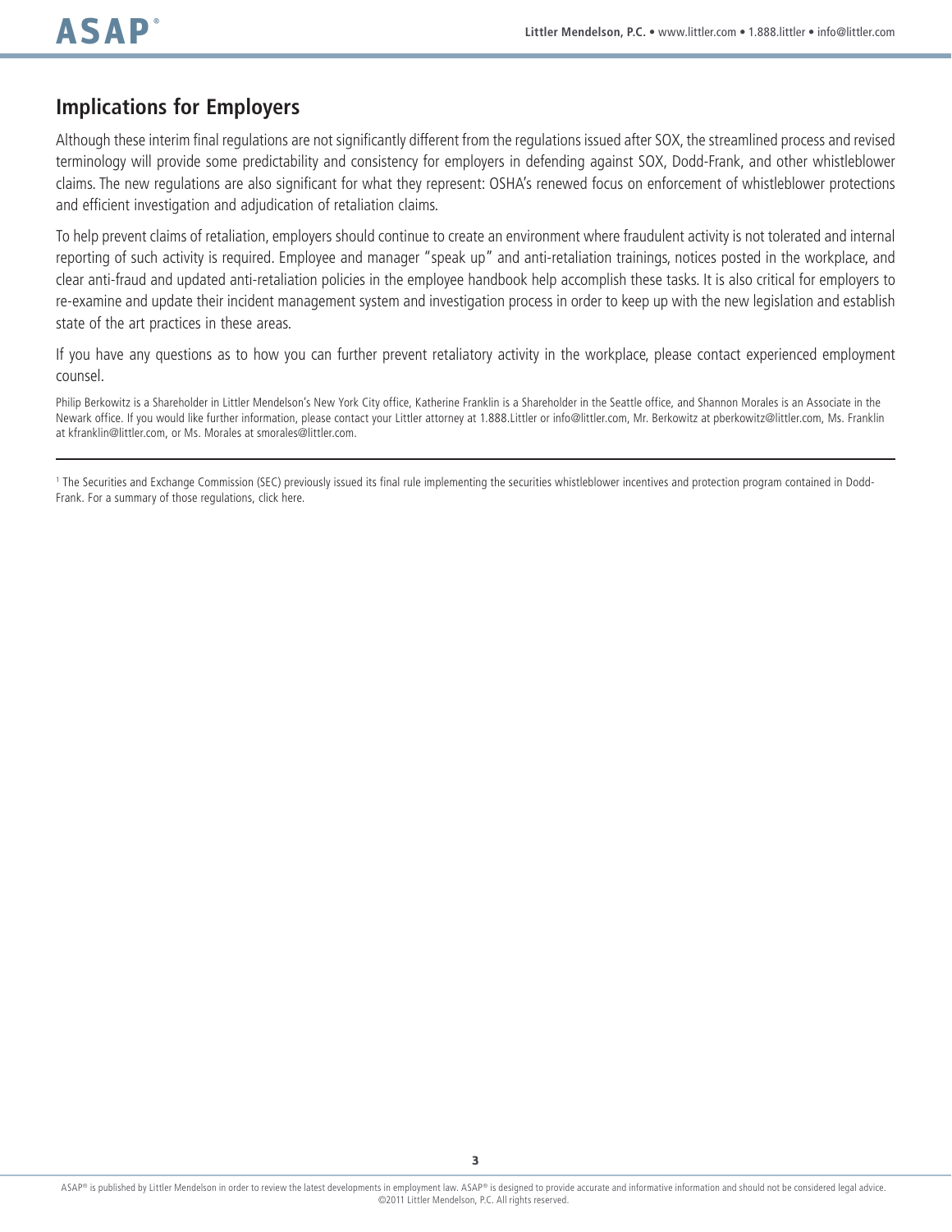## Implications for Employers

Although these interim final regulations are not significantly different from the regulations issued after SOX, the streamlined process and revised terminology will provide some predictability and consistency for employers in defending against SOX, Dodd-Frank, and other whistleblower claims. The new regulations are also significant for what they represent: OSHA's renewed focus on enforcement of whistleblower protections and efficient investigation and adjudication of retaliation claims.

To help prevent claims of retaliation, employers should continue to create an environment where fraudulent activity is not tolerated and internal reporting of such activity is required. Employee and manager "speak up" and anti-retaliation trainings, notices posted in the workplace, and clear anti-fraud and updated anti-retaliation policies in the employee handbook help accomplish these tasks. It is also critical for employers to re-examine and update their incident management system and investigation process in order to keep up with the new legislation and establish state of the art practices in these areas.

If you have any questions as to how you can further prevent retaliatory activity in the workplace, please contact experienced employment counsel.

Philip Berkowitz is a Shareholder in Littler Mendelson's New York City office, Katherine Franklin is a Shareholder in the Seattle office, and Shannon Morales is an Associate in the Newark office. If you would like further information, please contact your Littler attorney at 1.888.Littler or info@littler.com, Mr. Berkowitz at pberkowitz@littler.com, Ms. Franklin at kfranklin@littler.com, or Ms. Morales at smorales@littler.com.

---

[1] The Securities and Exchange Commission (SEC) previously issued its final rule implementing the securities whistleblower incentives and protection program contained in Dodd-Frank. For a summary of those regulations, click here.

ASAP® is published by Littler Mendelson in order to review the latest developments in employment law. ASAP® is designed to provide accurate and informative information and should not be considered legal advice. ©2011 Littler Mendelson, P.C. All rights reserved.